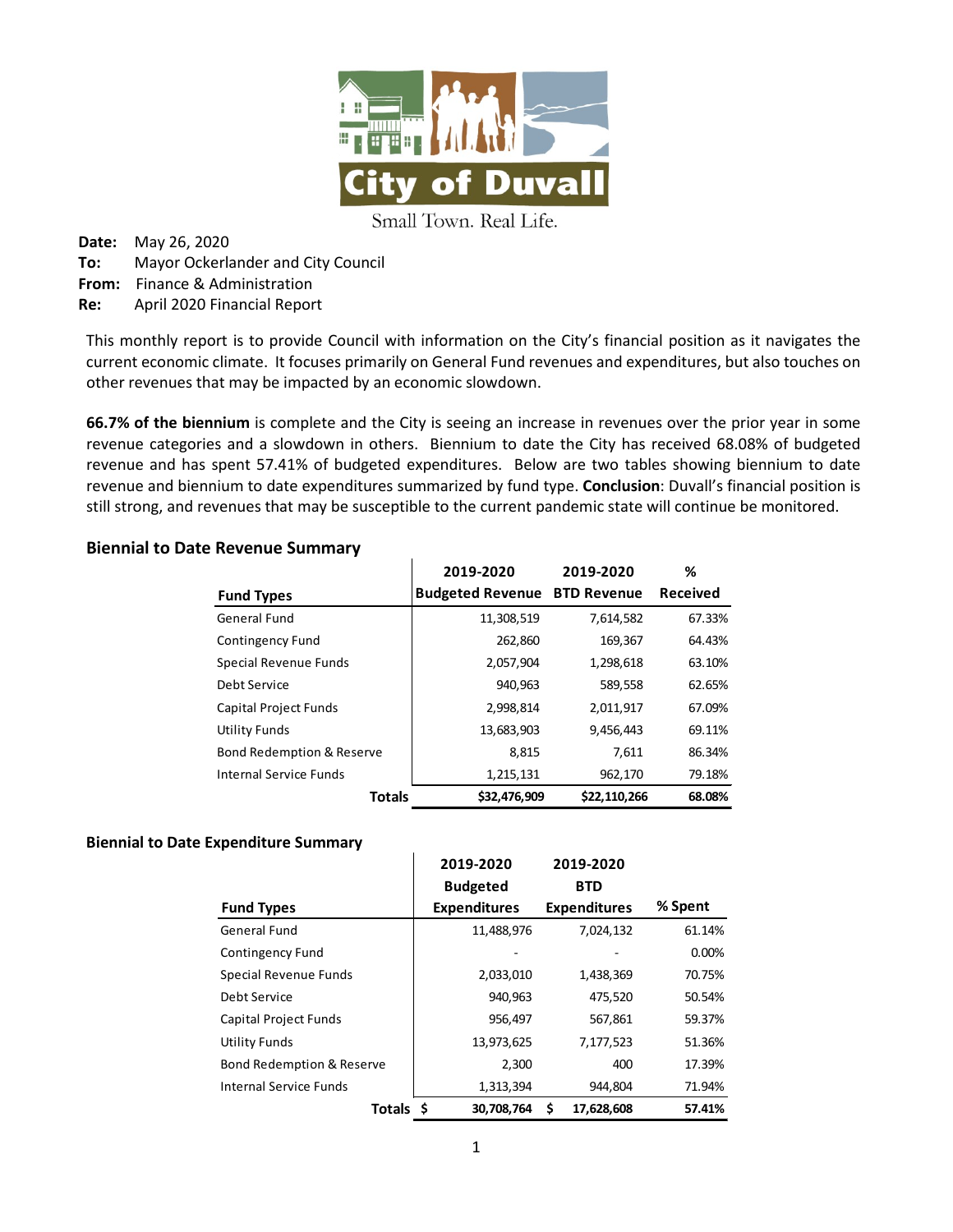City of Duvall

Small Town. Real Life.

**Date:** May 26, 2020
**To:** Mayor Ockerlander and City Council
**From:** Finance & Administration
**Re:** April 2020 Financial Report

This monthly report is to provide Council with information on the City's financial position as it navigates the current economic climate. It focuses primarily on General Fund revenues and expenditures, but also touches on other revenues that may be impacted by an economic slowdown.

**66.7% of the biennium** is complete and the City is seeing an increase in revenues over the prior year in some revenue categories and a slowdown in others. Biennium to date the City has received 68.08% of budgeted revenue and has spent 57.41% of budgeted expenditures. Below are two tables showing biennium to date revenue and biennium to date expenditures summarized by fund type. **Conclusion**: Duvall's financial position is still strong, and revenues that may be susceptible to the current pandemic state will continue be monitored.

### Biennial to Date Revenue Summary

| Fund Types | 2019-2020 Budgeted Revenue | 2019-2020 BTD Revenue | % Received |
|---|---|---|---|
| General Fund | 11,308,519 | 7,614,582 | 67.33% |
| Contingency Fund | 262,860 | 169,367 | 64.43% |
| Special Revenue Funds | 2,057,904 | 1,298,618 | 63.10% |
| Debt Service | 940,963 | 589,558 | 62.65% |
| Capital Project Funds | 2,998,814 | 2,011,917 | 67.09% |
| Utility Funds | 13,683,903 | 9,456,443 | 69.11% |
| Bond Redemption & Reserve | 8,815 | 7,611 | 86.34% |
| Internal Service Funds | 1,215,131 | 962,170 | 79.18% |
| **Totals** | **$32,476,909** | **$22,110,266** | **68.08%** |

### Biennial to Date Expenditure Summary

| Fund Types | 2019-2020 Budgeted Expenditures | 2019-2020 BTD Expenditures | % Spent |
|---|---|---|---|
| General Fund | 11,488,976 | 7,024,132 | 61.14% |
| Contingency Fund | - | - | 0.00% |
| Special Revenue Funds | 2,033,010 | 1,438,369 | 70.75% |
| Debt Service | 940,963 | 475,520 | 50.54% |
| Capital Project Funds | 956,497 | 567,861 | 59.37% |
| Utility Funds | 13,973,625 | 7,177,523 | 51.36% |
| Bond Redemption & Reserve | 2,300 | 400 | 17.39% |
| Internal Service Funds | 1,313,394 | 944,804 | 71.94% |
| **Totals** | **$ 30,708,764** | **$ 17,628,608** | **57.41%** |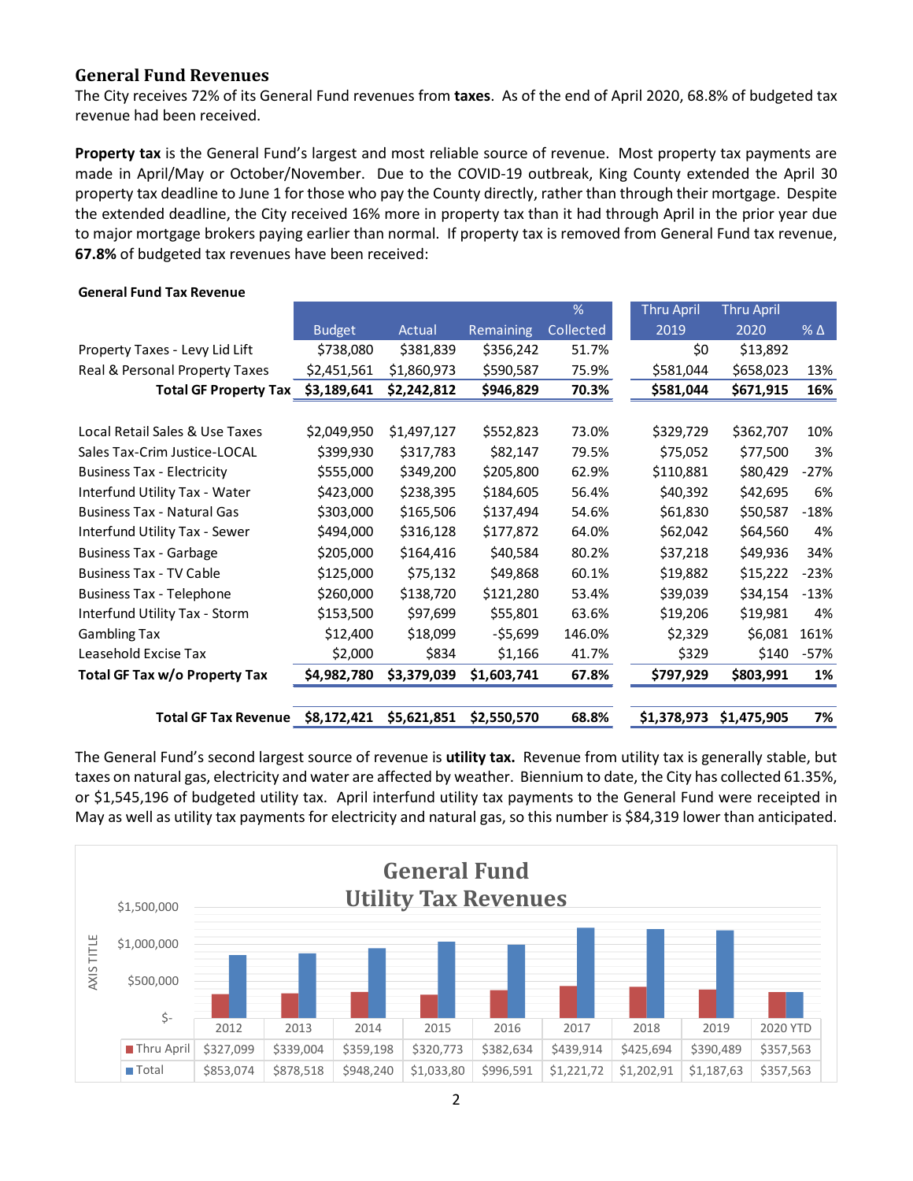## General Fund Revenues

The City receives 72% of its General Fund revenues from **taxes**. As of the end of April 2020, 68.8% of budgeted tax revenue had been received.

**Property tax** is the General Fund's largest and most reliable source of revenue. Most property tax payments are made in April/May or October/November. Due to the COVID-19 outbreak, King County extended the April 30 property tax deadline to June 1 for those who pay the County directly, rather than through their mortgage. Despite the extended deadline, the City received 16% more in property tax than it had through April in the prior year due to major mortgage brokers paying earlier than normal. If property tax is removed from General Fund tax revenue, **67.8%** of budgeted tax revenues have been received:

**General Fund Tax Revenue**

| | Budget | Actual | Remaining | % Collected | Thru April 2019 | Thru April 2020 | % Δ |
|---|---|---|---|---|---|---|---|
| Property Taxes - Levy Lid Lift | $738,080 | $381,839 | $356,242 | 51.7% | $0 | $13,892 | |
| Real & Personal Property Taxes | $2,451,561 | $1,860,973 | $590,587 | 75.9% | $581,044 | $658,023 | 13% |
| **Total GF Property Tax** | **$3,189,641** | **$2,242,812** | **$946,829** | **70.3%** | **$581,044** | **$671,915** | **16%** |
| | | | | | | | |
| Local Retail Sales & Use Taxes | $2,049,950 | $1,497,127 | $552,823 | 73.0% | $329,729 | $362,707 | 10% |
| Sales Tax-Crim Justice-LOCAL | $399,930 | $317,783 | $82,147 | 79.5% | $75,052 | $77,500 | 3% |
| Business Tax - Electricity | $555,000 | $349,200 | $205,800 | 62.9% | $110,881 | $80,429 | -27% |
| Interfund Utility Tax - Water | $423,000 | $238,395 | $184,605 | 56.4% | $40,392 | $42,695 | 6% |
| Business Tax - Natural Gas | $303,000 | $165,506 | $137,494 | 54.6% | $61,830 | $50,587 | -18% |
| Interfund Utility Tax - Sewer | $494,000 | $316,128 | $177,872 | 64.0% | $62,042 | $64,560 | 4% |
| Business Tax - Garbage | $205,000 | $164,416 | $40,584 | 80.2% | $37,218 | $49,936 | 34% |
| Business Tax - TV Cable | $125,000 | $75,132 | $49,868 | 60.1% | $19,882 | $15,222 | -23% |
| Business Tax - Telephone | $260,000 | $138,720 | $121,280 | 53.4% | $39,039 | $34,154 | -13% |
| Interfund Utility Tax - Storm | $153,500 | $97,699 | $55,801 | 63.6% | $19,206 | $19,981 | 4% |
| Gambling Tax | $12,400 | $18,099 | -$5,699 | 146.0% | $2,329 | $6,081 | 161% |
| Leasehold Excise Tax | $2,000 | $834 | $1,166 | 41.7% | $329 | $140 | -57% |
| **Total GF Tax w/o Property Tax** | **$4,982,780** | **$3,379,039** | **$1,603,741** | **67.8%** | **$797,929** | **$803,991** | **1%** |
| | | | | | | | |
| **Total GF Tax Revenue** | **$8,172,421** | **$5,621,851** | **$2,550,570** | **68.8%** | **$1,378,973** | **$1,475,905** | **7%** |

The General Fund's second largest source of revenue is **utility tax.** Revenue from utility tax is generally stable, but taxes on natural gas, electricity and water are affected by weather. Biennium to date, the City has collected 61.35%, or $1,545,196 of budgeted utility tax. April interfund utility tax payments to the General Fund were receipted in May as well as utility tax payments for electricity and natural gas, so this number is $84,319 lower than anticipated.

**General Fund Utility Tax Revenues**

| | 2012 | 2013 | 2014 | 2015 | 2016 | 2017 | 2018 | 2019 | 2020 YTD |
|---|---|---|---|---|---|---|---|---|---|
| Thru April | $327,099 | $339,004 | $359,198 | $320,773 | $382,634 | $439,914 | $425,694 | $390,489 | $357,563 |
| Total | $853,074 | $878,518 | $948,240 | $1,033,80 | $996,591 | $1,221,72 | $1,202,91 | $1,187,63 | $357,563 |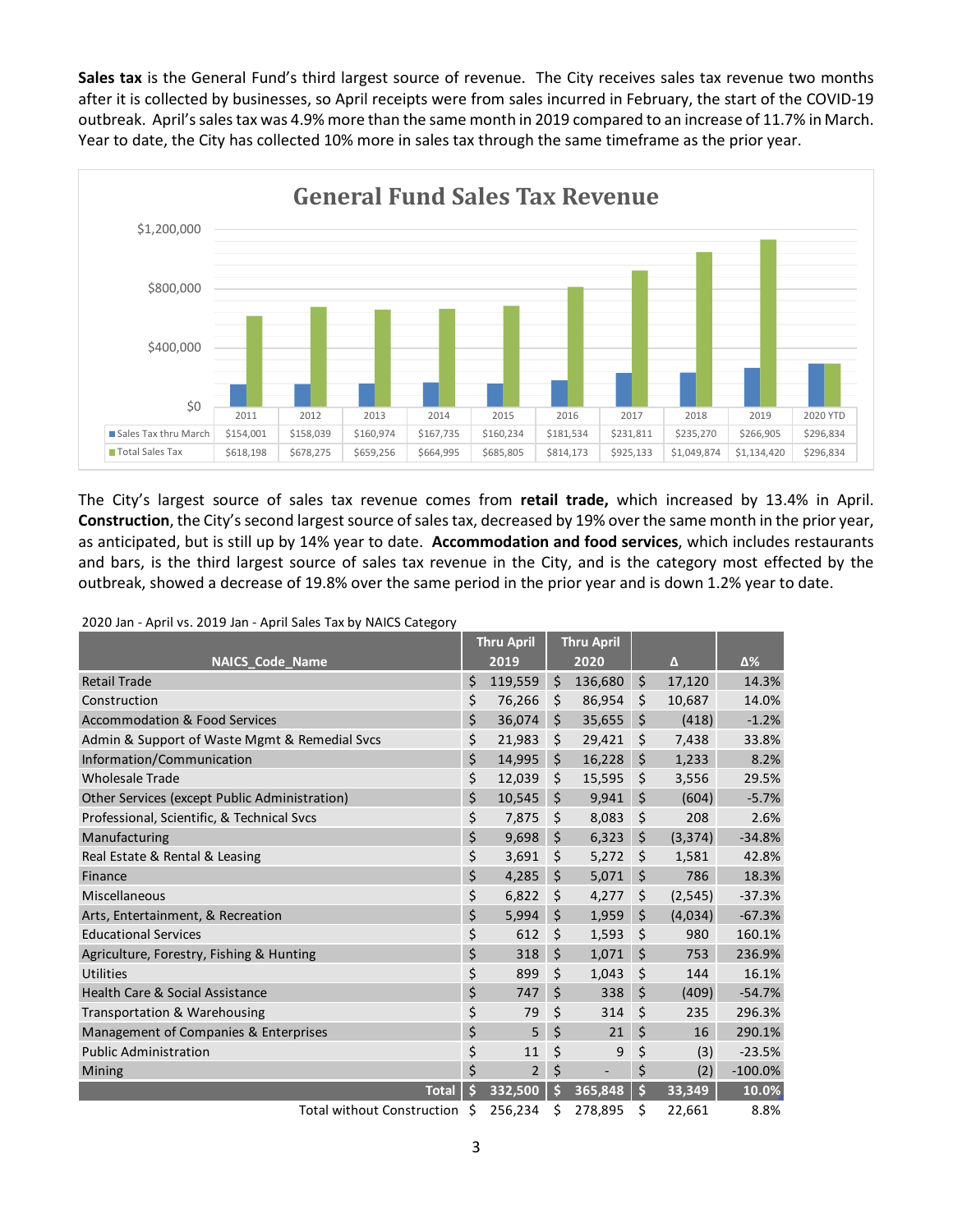**Sales tax** is the General Fund's third largest source of revenue. The City receives sales tax revenue two months after it is collected by businesses, so April receipts were from sales incurred in February, the start of the COVID-19 outbreak. April's sales tax was 4.9% more than the same month in 2019 compared to an increase of 11.7% in March. Year to date, the City has collected 10% more in sales tax through the same timeframe as the prior year.

**General Fund Sales Tax Revenue**

| | 2011 | 2012 | 2013 | 2014 | 2015 | 2016 | 2017 | 2018 | 2019 | 2020 YTD |
|---|---|---|---|---|---|---|---|---|---|---|
| Sales Tax thru March | $154,001 | $158,039 | $160,974 | $167,735 | $160,234 | $181,534 | $231,811 | $235,270 | $266,905 | $296,834 |
| Total Sales Tax | $618,198 | $678,275 | $659,256 | $664,995 | $685,805 | $814,173 | $925,133 | $1,049,874 | $1,134,420 | $296,834 |

The City's largest source of sales tax revenue comes from **retail trade,** which increased by 13.4% in April. **Construction**, the City's second largest source of sales tax, decreased by 19% over the same month in the prior year, as anticipated, but is still up by 14% year to date. **Accommodation and food services**, which includes restaurants and bars, is the third largest source of sales tax revenue in the City, and is the category most effected by the outbreak, showed a decrease of 19.8% over the same period in the prior year and is down 1.2% year to date.

2020 Jan - April vs. 2019 Jan - April Sales Tax by NAICS Category

| NAICS_Code_Name | Thru April 2019 | Thru April 2020 | Δ | Δ% |
|---|---|---|---|---|
| Retail Trade | $ 119,559 | $ 136,680 | $ 17,120 | 14.3% |
| Construction | $ 76,266 | $ 86,954 | $ 10,687 | 14.0% |
| Accommodation & Food Services | $ 36,074 | $ 35,655 | $ (418) | -1.2% |
| Admin & Support of Waste Mgmt & Remedial Svcs | $ 21,983 | $ 29,421 | $ 7,438 | 33.8% |
| Information/Communication | $ 14,995 | $ 16,228 | $ 1,233 | 8.2% |
| Wholesale Trade | $ 12,039 | $ 15,595 | $ 3,556 | 29.5% |
| Other Services (except Public Administration) | $ 10,545 | $ 9,941 | $ (604) | -5.7% |
| Professional, Scientific, & Technical Svcs | $ 7,875 | $ 8,083 | $ 208 | 2.6% |
| Manufacturing | $ 9,698 | $ 6,323 | $ (3,374) | -34.8% |
| Real Estate & Rental & Leasing | $ 3,691 | $ 5,272 | $ 1,581 | 42.8% |
| Finance | $ 4,285 | $ 5,071 | $ 786 | 18.3% |
| Miscellaneous | $ 6,822 | $ 4,277 | $ (2,545) | -37.3% |
| Arts, Entertainment, & Recreation | $ 5,994 | $ 1,959 | $ (4,034) | -67.3% |
| Educational Services | $ 612 | $ 1,593 | $ 980 | 160.1% |
| Agriculture, Forestry, Fishing & Hunting | $ 318 | $ 1,071 | $ 753 | 236.9% |
| Utilities | $ 899 | $ 1,043 | $ 144 | 16.1% |
| Health Care & Social Assistance | $ 747 | $ 338 | $ (409) | -54.7% |
| Transportation & Warehousing | $ 79 | $ 314 | $ 235 | 296.3% |
| Management of Companies & Enterprises | $ 5 | $ 21 | $ 16 | 290.1% |
| Public Administration | $ 11 | $ 9 | $ (3) | -23.5% |
| Mining | $ 2 | $ - | $ (2) | -100.0% |
| **Total** | **$ 332,500** | **$ 365,848** | **$ 33,349** | **10.0%** |
| Total without Construction | $ 256,234 | $ 278,895 | $ 22,661 | 8.8% |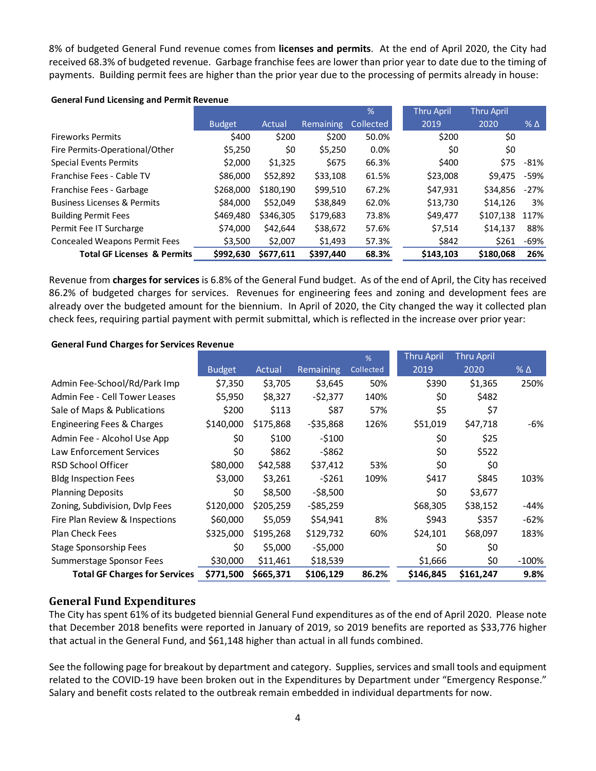8% of budgeted General Fund revenue comes from **licenses and permits**. At the end of April 2020, the City had received 68.3% of budgeted revenue. Garbage franchise fees are lower than prior year to date due to the timing of payments. Building permit fees are higher than the prior year due to the processing of permits already in house:

**General Fund Licensing and Permit Revenue**

| | Budget | Actual | Remaining | % Collected | Thru April 2019 | Thru April 2020 | % Δ |
|---|---|---|---|---|---|---|---|
| Fireworks Permits | $400 | $200 | $200 | 50.0% | $200 | $0 | |
| Fire Permits-Operational/Other | $5,250 | $0 | $5,250 | 0.0% | $0 | $0 | |
| Special Events Permits | $2,000 | $1,325 | $675 | 66.3% | $400 | $75 | -81% |
| Franchise Fees - Cable TV | $86,000 | $52,892 | $33,108 | 61.5% | $23,008 | $9,475 | -59% |
| Franchise Fees - Garbage | $268,000 | $180,190 | $99,510 | 67.2% | $47,931 | $34,856 | -27% |
| Business Licenses & Permits | $84,000 | $52,049 | $38,849 | 62.0% | $13,730 | $14,126 | 3% |
| Building Permit Fees | $469,480 | $346,305 | $179,683 | 73.8% | $49,477 | $107,138 | 117% |
| Permit Fee IT Surcharge | $74,000 | $42,644 | $38,672 | 57.6% | $7,514 | $14,137 | 88% |
| Concealed Weapons Permit Fees | $3,500 | $2,007 | $1,493 | 57.3% | $842 | $261 | -69% |
| **Total GF Licenses & Permits** | **$992,630** | **$677,611** | **$397,440** | **68.3%** | **$143,103** | **$180,068** | **26%** |

Revenue from **charges for services** is 6.8% of the General Fund budget. As of the end of April, the City has received 86.2% of budgeted charges for services. Revenues for engineering fees and zoning and development fees are already over the budgeted amount for the biennium. In April of 2020, the City changed the way it collected plan check fees, requiring partial payment with permit submittal, which is reflected in the increase over prior year:

**General Fund Charges for Services Revenue**

| | Budget | Actual | Remaining | % Collected | Thru April 2019 | Thru April 2020 | % Δ |
|---|---|---|---|---|---|---|---|
| Admin Fee-School/Rd/Park Imp | $7,350 | $3,705 | $3,645 | 50% | $390 | $1,365 | 250% |
| Admin Fee - Cell Tower Leases | $5,950 | $8,327 | -$2,377 | 140% | $0 | $482 | |
| Sale of Maps & Publications | $200 | $113 | $87 | 57% | $5 | $7 | |
| Engineering Fees & Charges | $140,000 | $175,868 | -$35,868 | 126% | $51,019 | $47,718 | -6% |
| Admin Fee - Alcohol Use App | $0 | $100 | -$100 | | $0 | $25 | |
| Law Enforcement Services | $0 | $862 | -$862 | | $0 | $522 | |
| RSD School Officer | $80,000 | $42,588 | $37,412 | 53% | $0 | $0 | |
| Bldg Inspection Fees | $3,000 | $3,261 | -$261 | 109% | $417 | $845 | 103% |
| Planning Deposits | $0 | $8,500 | -$8,500 | | $0 | $3,677 | |
| Zoning, Subdivision, Dvlp Fees | $120,000 | $205,259 | -$85,259 | | $68,305 | $38,152 | -44% |
| Fire Plan Review & Inspections | $60,000 | $5,059 | $54,941 | 8% | $943 | $357 | -62% |
| Plan Check Fees | $325,000 | $195,268 | $129,732 | 60% | $24,101 | $68,097 | 183% |
| Stage Sponsorship Fees | $0 | $5,000 | -$5,000 | | $0 | $0 | |
| Summerstage Sponsor Fees | $30,000 | $11,461 | $18,539 | | $1,666 | $0 | -100% |
| **Total GF Charges for Services** | **$771,500** | **$665,371** | **$106,129** | **86.2%** | **$146,845** | **$161,247** | **9.8%** |

## General Fund Expenditures

The City has spent 61% of its budgeted biennial General Fund expenditures as of the end of April 2020. Please note that December 2018 benefits were reported in January of 2019, so 2019 benefits are reported as $33,776 higher that actual in the General Fund, and $61,148 higher than actual in all funds combined.

See the following page for breakout by department and category. Supplies, services and small tools and equipment related to the COVID-19 have been broken out in the Expenditures by Department under "Emergency Response." Salary and benefit costs related to the outbreak remain embedded in individual departments for now.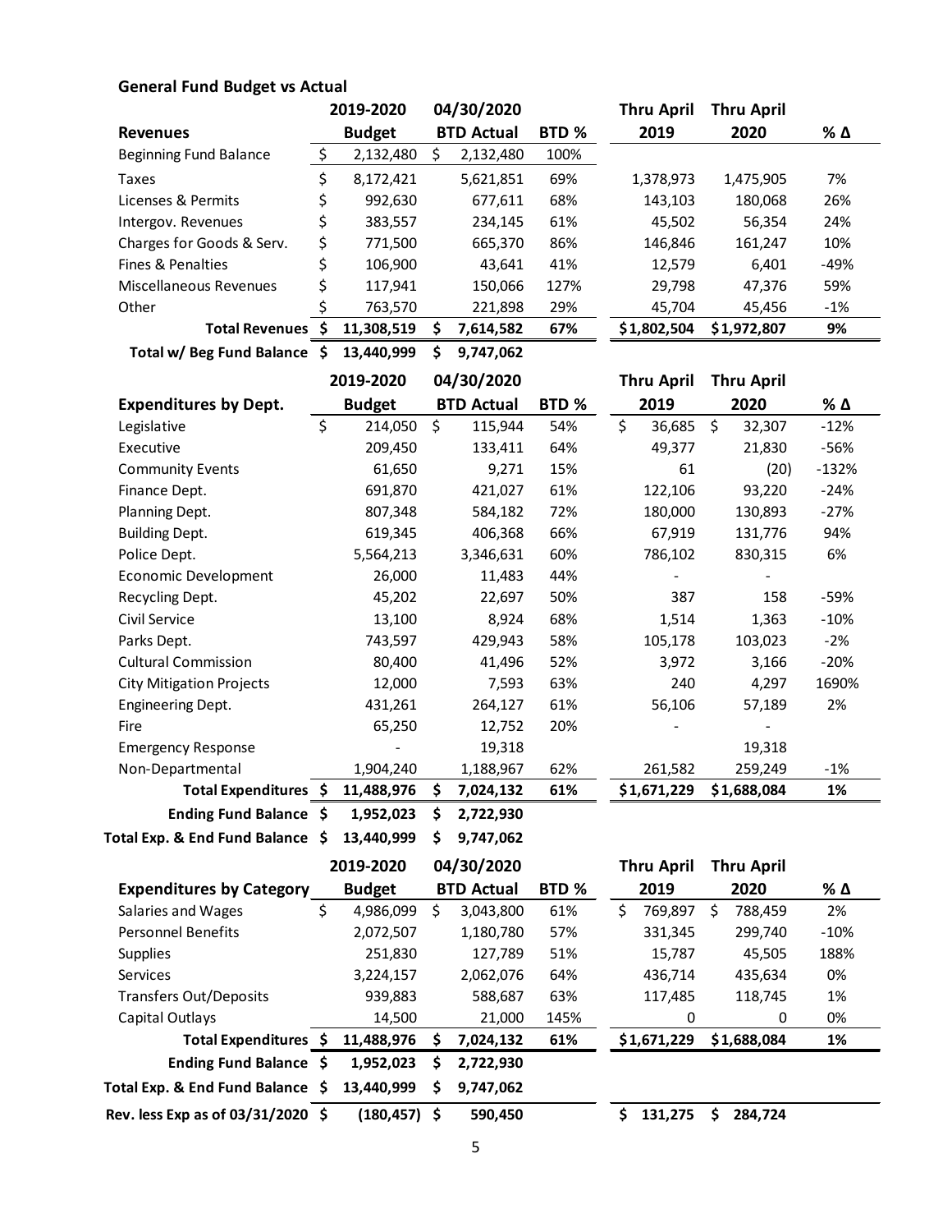## General Fund Budget vs Actual

| Revenues | 2019-2020 Budget | 04/30/2020 BTD Actual | BTD % | Thru April 2019 | Thru April 2020 | % Δ |
|---|---|---|---|---|---|---|
| Beginning Fund Balance | $ 2,132,480 | $ 2,132,480 | 100% | | | |
| Taxes | $ 8,172,421 | 5,621,851 | 69% | 1,378,973 | 1,475,905 | 7% |
| Licenses & Permits | $ 992,630 | 677,611 | 68% | 143,103 | 180,068 | 26% |
| Intergov. Revenues | $ 383,557 | 234,145 | 61% | 45,502 | 56,354 | 24% |
| Charges for Goods & Serv. | $ 771,500 | 665,370 | 86% | 146,846 | 161,247 | 10% |
| Fines & Penalties | $ 106,900 | 43,641 | 41% | 12,579 | 6,401 | -49% |
| Miscellaneous Revenues | $ 117,941 | 150,066 | 127% | 29,798 | 47,376 | 59% |
| Other | $ 763,570 | 221,898 | 29% | 45,704 | 45,456 | -1% |
| **Total Revenues** | **$ 11,308,519** | **$ 7,614,582** | **67%** | **$1,802,504** | **$1,972,807** | **9%** |
| **Total w/ Beg Fund Balance** | **$ 13,440,999** | **$ 9,747,062** | | | | |

| Expenditures by Dept. | 2019-2020 Budget | 04/30/2020 BTD Actual | BTD % | Thru April 2019 | Thru April 2020 | % Δ |
|---|---|---|---|---|---|---|
| Legislative | $ 214,050 | $ 115,944 | 54% | $ 36,685 | $ 32,307 | -12% |
| Executive | 209,450 | 133,411 | 64% | 49,377 | 21,830 | -56% |
| Community Events | 61,650 | 9,271 | 15% | 61 | (20) | -132% |
| Finance Dept. | 691,870 | 421,027 | 61% | 122,106 | 93,220 | -24% |
| Planning Dept. | 807,348 | 584,182 | 72% | 180,000 | 130,893 | -27% |
| Building Dept. | 619,345 | 406,368 | 66% | 67,919 | 131,776 | 94% |
| Police Dept. | 5,564,213 | 3,346,631 | 60% | 786,102 | 830,315 | 6% |
| Economic Development | 26,000 | 11,483 | 44% | - | - | |
| Recycling Dept. | 45,202 | 22,697 | 50% | 387 | 158 | -59% |
| Civil Service | 13,100 | 8,924 | 68% | 1,514 | 1,363 | -10% |
| Parks Dept. | 743,597 | 429,943 | 58% | 105,178 | 103,023 | -2% |
| Cultural Commission | 80,400 | 41,496 | 52% | 3,972 | 3,166 | -20% |
| City Mitigation Projects | 12,000 | 7,593 | 63% | 240 | 4,297 | 1690% |
| Engineering Dept. | 431,261 | 264,127 | 61% | 56,106 | 57,189 | 2% |
| Fire | 65,250 | 12,752 | 20% | - | - | |
| Emergency Response | - | 19,318 | | | 19,318 | |
| Non-Departmental | 1,904,240 | 1,188,967 | 62% | 261,582 | 259,249 | -1% |
| **Total Expenditures** | **$ 11,488,976** | **$ 7,024,132** | **61%** | **$1,671,229** | **$1,688,084** | **1%** |
| **Ending Fund Balance** | **$ 1,952,023** | **$ 2,722,930** | | | | |
| **Total Exp. & End Fund Balance** | **$ 13,440,999** | **$ 9,747,062** | | | | |

| Expenditures by Category | 2019-2020 Budget | 04/30/2020 BTD Actual | BTD % | Thru April 2019 | Thru April 2020 | % Δ |
|---|---|---|---|---|---|---|
| Salaries and Wages | $ 4,986,099 | $ 3,043,800 | 61% | $ 769,897 | $ 788,459 | 2% |
| Personnel Benefits | 2,072,507 | 1,180,780 | 57% | 331,345 | 299,740 | -10% |
| Supplies | 251,830 | 127,789 | 51% | 15,787 | 45,505 | 188% |
| Services | 3,224,157 | 2,062,076 | 64% | 436,714 | 435,634 | 0% |
| Transfers Out/Deposits | 939,883 | 588,687 | 63% | 117,485 | 118,745 | 1% |
| Capital Outlays | 14,500 | 21,000 | 145% | 0 | 0 | 0% |
| **Total Expenditures** | **$ 11,488,976** | **$ 7,024,132** | **61%** | **$1,671,229** | **$1,688,084** | **1%** |
| **Ending Fund Balance** | **$ 1,952,023** | **$ 2,722,930** | | | | |
| **Total Exp. & End Fund Balance** | **$ 13,440,999** | **$ 9,747,062** | | | | |
| **Rev. less Exp as of 03/31/2020** | **$ (180,457)** | **$ 590,450** | | **$ 131,275** | **$ 284,724** | |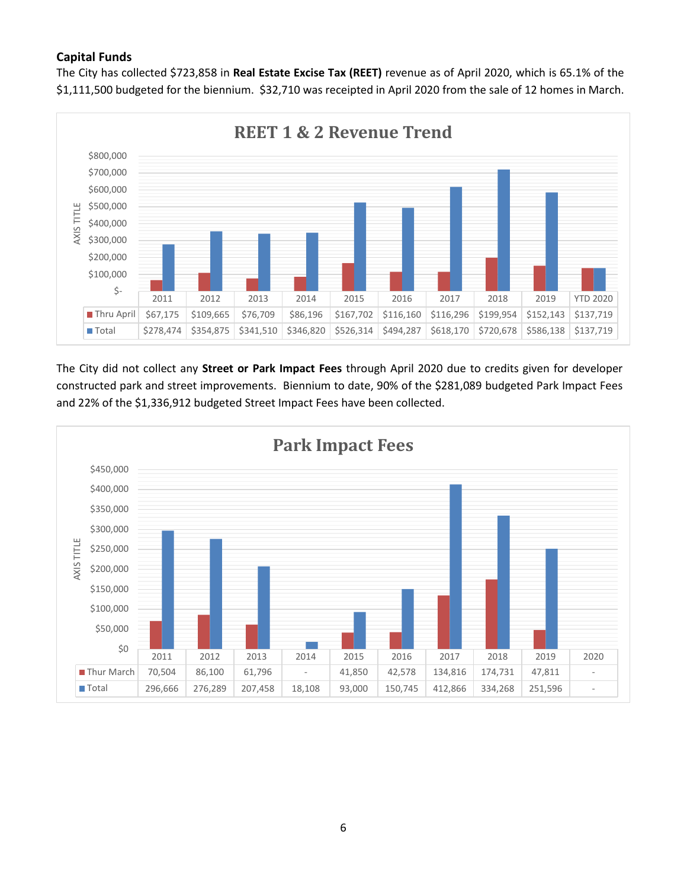**Capital Funds**

The City has collected $723,858 in **Real Estate Excise Tax (REET)** revenue as of April 2020, which is 65.1% of the $1,111,500 budgeted for the biennium. $32,710 was receipted in April 2020 from the sale of 12 homes in March.

**REET 1 & 2 Revenue Trend**

| | 2011 | 2012 | 2013 | 2014 | 2015 | 2016 | 2017 | 2018 | 2019 | YTD 2020 |
|---|---|---|---|---|---|---|---|---|---|---|
| Thru April | $67,175 | $109,665 | $76,709 | $86,196 | $167,702 | $116,160 | $116,296 | $199,954 | $152,143 | $137,719 |
| Total | $278,474 | $354,875 | $341,510 | $346,820 | $526,314 | $494,287 | $618,170 | $720,678 | $586,138 | $137,719 |

The City did not collect any **Street or Park Impact Fees** through April 2020 due to credits given for developer constructed park and street improvements. Biennium to date, 90% of the $281,089 budgeted Park Impact Fees and 22% of the $1,336,912 budgeted Street Impact Fees have been collected.

**Park Impact Fees**

| | 2011 | 2012 | 2013 | 2014 | 2015 | 2016 | 2017 | 2018 | 2019 | 2020 |
|---|---|---|---|---|---|---|---|---|---|---|
| Thur March | 70,504 | 86,100 | 61,796 | - | 41,850 | 42,578 | 134,816 | 174,731 | 47,811 | - |
| Total | 296,666 | 276,289 | 207,458 | 18,108 | 93,000 | 150,745 | 412,866 | 334,268 | 251,596 | - |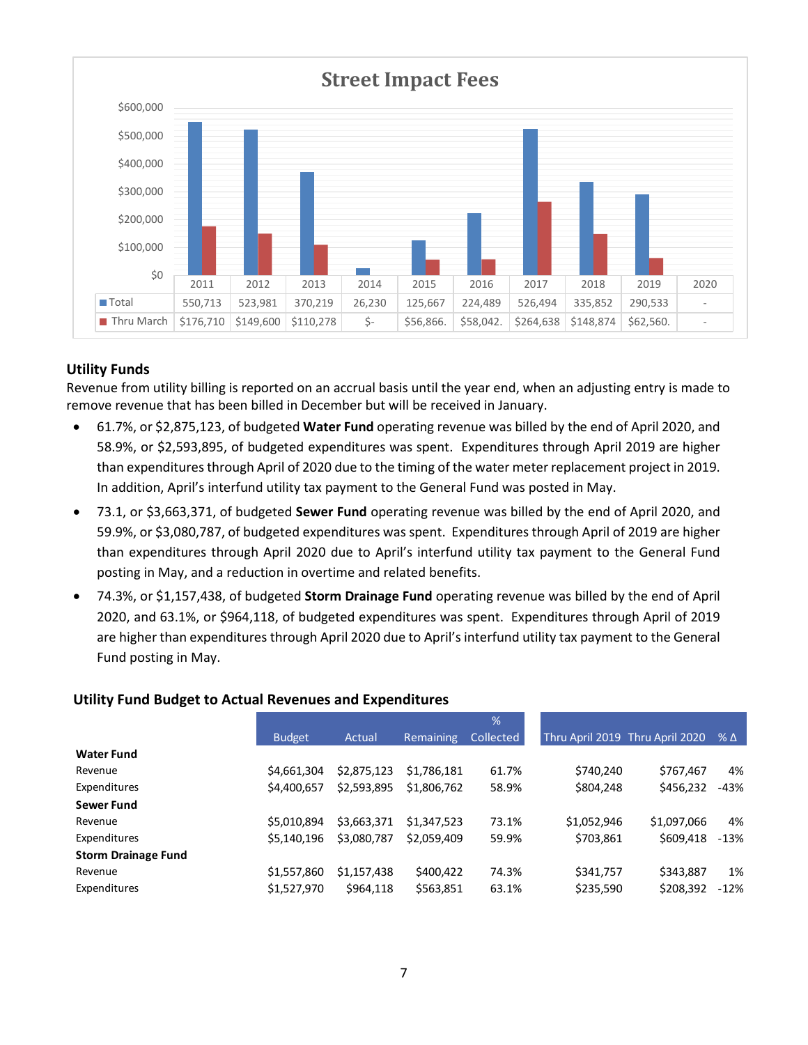## Street Impact Fees

| | 2011 | 2012 | 2013 | 2014 | 2015 | 2016 | 2017 | 2018 | 2019 | 2020 |
|---|---|---|---|---|---|---|---|---|---|---|
| Total | 550,713 | 523,981 | 370,219 | 26,230 | 125,667 | 224,489 | 526,494 | 335,852 | 290,533 | - |
| Thru March | $176,710 | $149,600 | $110,278 | $- | $56,866. | $58,042. | $264,638 | $148,874 | $62,560. | - |

### Utility Funds

Revenue from utility billing is reported on an accrual basis until the year end, when an adjusting entry is made to remove revenue that has been billed in December but will be received in January.

- 61.7%, or $2,875,123, of budgeted **Water Fund** operating revenue was billed by the end of April 2020, and 58.9%, or $2,593,895, of budgeted expenditures was spent. Expenditures through April 2019 are higher than expenditures through April of 2020 due to the timing of the water meter replacement project in 2019. In addition, April's interfund utility tax payment to the General Fund was posted in May.
- 73.1, or $3,663,371, of budgeted **Sewer Fund** operating revenue was billed by the end of April 2020, and 59.9%, or $3,080,787, of budgeted expenditures was spent. Expenditures through April of 2019 are higher than expenditures through April 2020 due to April's interfund utility tax payment to the General Fund posting in May, and a reduction in overtime and related benefits.
- 74.3%, or $1,157,438, of budgeted **Storm Drainage Fund** operating revenue was billed by the end of April 2020, and 63.1%, or $964,118, of budgeted expenditures was spent. Expenditures through April of 2019 are higher than expenditures through April 2020 due to April's interfund utility tax payment to the General Fund posting in May.

### Utility Fund Budget to Actual Revenues and Expenditures

| | Budget | Actual | Remaining | % Collected | Thru April 2019 | Thru April 2020 | % Δ |
|---|---|---|---|---|---|---|---|
| **Water Fund** | | | | | | | |
| Revenue | $4,661,304 | $2,875,123 | $1,786,181 | 61.7% | $740,240 | $767,467 | 4% |
| Expenditures | $4,400,657 | $2,593,895 | $1,806,762 | 58.9% | $804,248 | $456,232 | -43% |
| **Sewer Fund** | | | | | | | |
| Revenue | $5,010,894 | $3,663,371 | $1,347,523 | 73.1% | $1,052,946 | $1,097,066 | 4% |
| Expenditures | $5,140,196 | $3,080,787 | $2,059,409 | 59.9% | $703,861 | $609,418 | -13% |
| **Storm Drainage Fund** | | | | | | | |
| Revenue | $1,557,860 | $1,157,438 | $400,422 | 74.3% | $341,757 | $343,887 | 1% |
| Expenditures | $1,527,970 | $964,118 | $563,851 | 63.1% | $235,590 | $208,392 | -12% |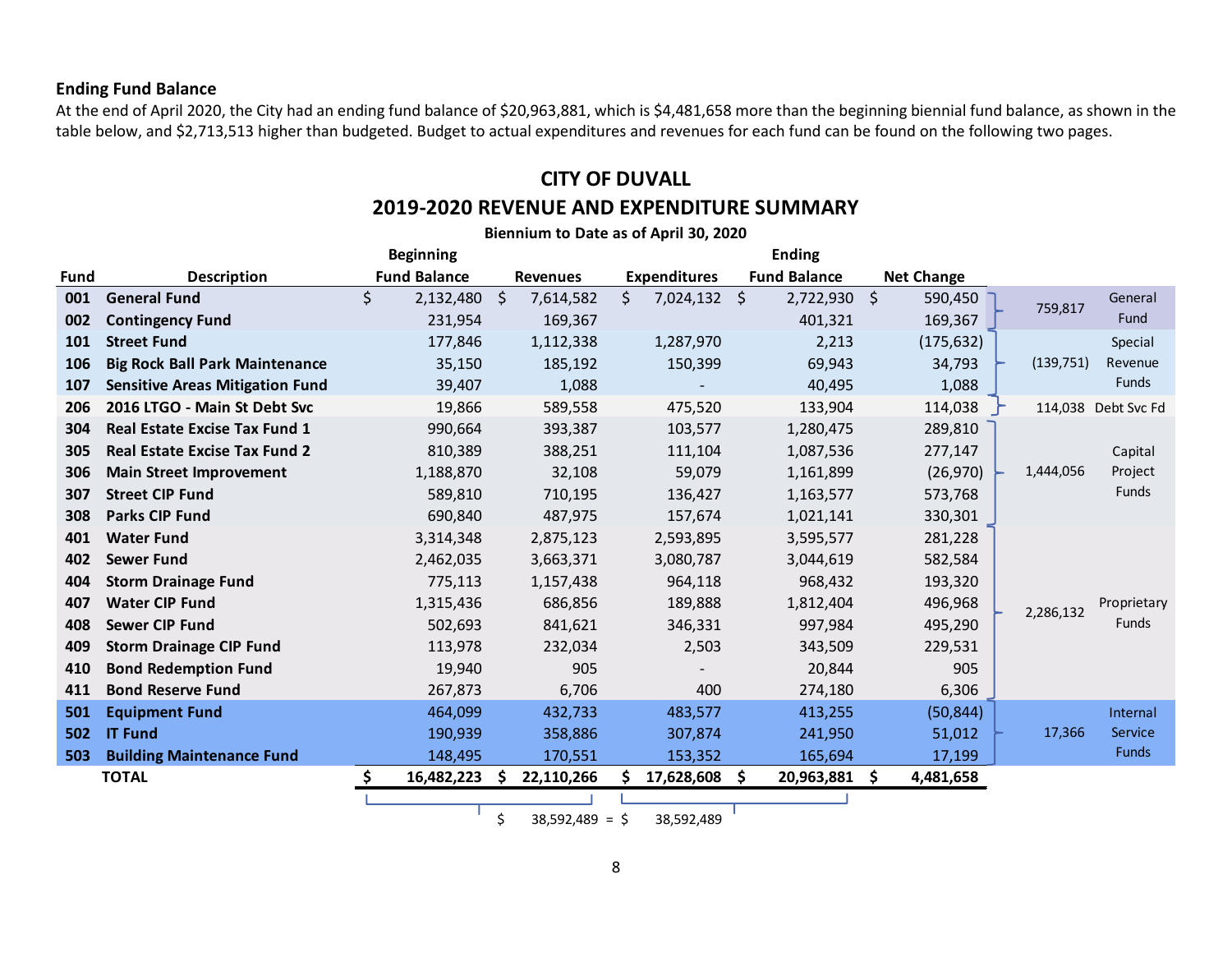### Ending Fund Balance

At the end of April 2020, the City had an ending fund balance of $20,963,881, which is $4,481,658 more than the beginning biennial fund balance, as shown in the table below, and $2,713,513 higher than budgeted. Budget to actual expenditures and revenues for each fund can be found on the following two pages.

## CITY OF DUVALL

## 2019-2020 REVENUE AND EXPENDITURE SUMMARY

**Biennium to Date as of April 30, 2020**

| Fund | Description | Beginning Fund Balance | Revenues | Expenditures | Ending Fund Balance | Net Change | Group Net Change | Fund Group |
|---|---|---|---|---|---|---|---|---|
| 001 | General Fund | $ 2,132,480 | $ 7,614,582 | $ 7,024,132 | $ 2,722,930 | $ 590,450 | 759,817 | General Fund |
| 002 | Contingency Fund | 231,954 | 169,367 | | 401,321 | 169,367 | | |
| 101 | Street Fund | 177,846 | 1,112,338 | 1,287,970 | 2,213 | (175,632) | (139,751) | Special Revenue Funds |
| 106 | Big Rock Ball Park Maintenance | 35,150 | 185,192 | 150,399 | 69,943 | 34,793 | | |
| 107 | Sensitive Areas Mitigation Fund | 39,407 | 1,088 | - | 40,495 | 1,088 | | |
| 206 | 2016 LTGO - Main St Debt Svc | 19,866 | 589,558 | 475,520 | 133,904 | 114,038 | 114,038 | Debt Svc Fd |
| 304 | Real Estate Excise Tax Fund 1 | 990,664 | 393,387 | 103,577 | 1,280,475 | 289,810 | 1,444,056 | Capital Project Funds |
| 305 | Real Estate Excise Tax Fund 2 | 810,389 | 388,251 | 111,104 | 1,087,536 | 277,147 | | |
| 306 | Main Street Improvement | 1,188,870 | 32,108 | 59,079 | 1,161,899 | (26,970) | | |
| 307 | Street CIP Fund | 589,810 | 710,195 | 136,427 | 1,163,577 | 573,768 | | |
| 308 | Parks CIP Fund | 690,840 | 487,975 | 157,674 | 1,021,141 | 330,301 | | |
| 401 | Water Fund | 3,314,348 | 2,875,123 | 2,593,895 | 3,595,577 | 281,228 | 2,286,132 | Proprietary Funds |
| 402 | Sewer Fund | 2,462,035 | 3,663,371 | 3,080,787 | 3,044,619 | 582,584 | | |
| 404 | Storm Drainage Fund | 775,113 | 1,157,438 | 964,118 | 968,432 | 193,320 | | |
| 407 | Water CIP Fund | 1,315,436 | 686,856 | 189,888 | 1,812,404 | 496,968 | | |
| 408 | Sewer CIP Fund | 502,693 | 841,621 | 346,331 | 997,984 | 495,290 | | |
| 409 | Storm Drainage CIP Fund | 113,978 | 232,034 | 2,503 | 343,509 | 229,531 | | |
| 410 | Bond Redemption Fund | 19,940 | 905 | - | 20,844 | 905 | | |
| 411 | Bond Reserve Fund | 267,873 | 6,706 | 400 | 274,180 | 6,306 | | |
| 501 | Equipment Fund | 464,099 | 432,733 | 483,577 | 413,255 | (50,844) | 17,366 | Internal Service Funds |
| 502 | IT Fund | 190,939 | 358,886 | 307,874 | 241,950 | 51,012 | | |
| 503 | Building Maintenance Fund | 148,495 | 170,551 | 153,352 | 165,694 | 17,199 | | |
| | **TOTAL** | **$ 16,482,223** | **$ 22,110,266** | **$ 17,628,608** | **$ 20,963,881** | **$ 4,481,658** | | |

$ 38,592,489 = $ 38,592,489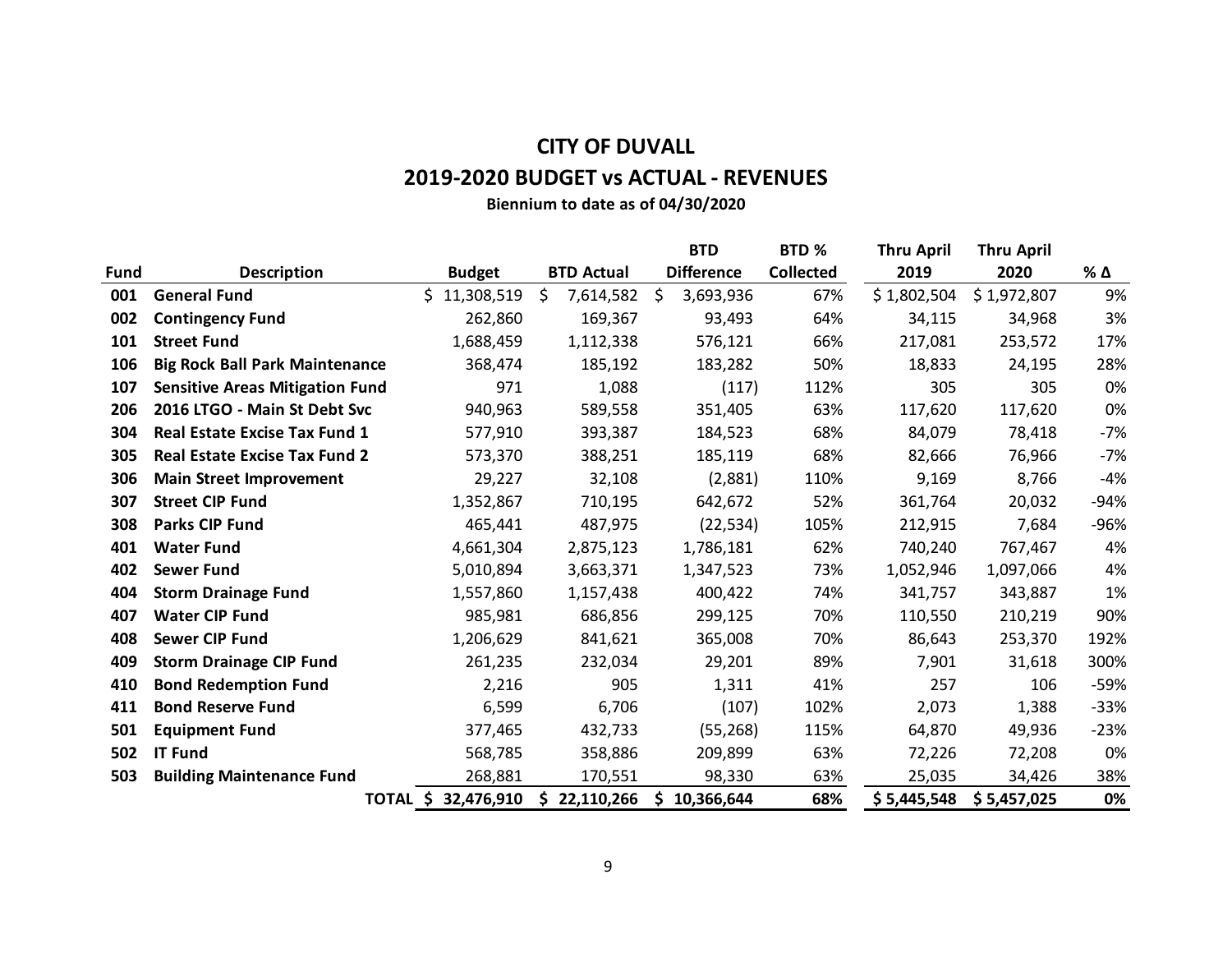# CITY OF DUVALL

## 2019-2020 BUDGET vs ACTUAL - REVENUES

**Biennium to date as of 04/30/2020**

| Fund | Description | Budget | BTD Actual | BTD Difference | BTD % Collected | Thru April 2019 | Thru April 2020 | % Δ |
|---|---|---|---|---|---|---|---|---|
| 001 | General Fund | $ 11,308,519 | $ 7,614,582 | $ 3,693,936 | 67% | $ 1,802,504 | $ 1,972,807 | 9% |
| 002 | Contingency Fund | 262,860 | 169,367 | 93,493 | 64% | 34,115 | 34,968 | 3% |
| 101 | Street Fund | 1,688,459 | 1,112,338 | 576,121 | 66% | 217,081 | 253,572 | 17% |
| 106 | Big Rock Ball Park Maintenance | 368,474 | 185,192 | 183,282 | 50% | 18,833 | 24,195 | 28% |
| 107 | Sensitive Areas Mitigation Fund | 971 | 1,088 | (117) | 112% | 305 | 305 | 0% |
| 206 | 2016 LTGO - Main St Debt Svc | 940,963 | 589,558 | 351,405 | 63% | 117,620 | 117,620 | 0% |
| 304 | Real Estate Excise Tax Fund 1 | 577,910 | 393,387 | 184,523 | 68% | 84,079 | 78,418 | -7% |
| 305 | Real Estate Excise Tax Fund 2 | 573,370 | 388,251 | 185,119 | 68% | 82,666 | 76,966 | -7% |
| 306 | Main Street Improvement | 29,227 | 32,108 | (2,881) | 110% | 9,169 | 8,766 | -4% |
| 307 | Street CIP Fund | 1,352,867 | 710,195 | 642,672 | 52% | 361,764 | 20,032 | -94% |
| 308 | Parks CIP Fund | 465,441 | 487,975 | (22,534) | 105% | 212,915 | 7,684 | -96% |
| 401 | Water Fund | 4,661,304 | 2,875,123 | 1,786,181 | 62% | 740,240 | 767,467 | 4% |
| 402 | Sewer Fund | 5,010,894 | 3,663,371 | 1,347,523 | 73% | 1,052,946 | 1,097,066 | 4% |
| 404 | Storm Drainage Fund | 1,557,860 | 1,157,438 | 400,422 | 74% | 341,757 | 343,887 | 1% |
| 407 | Water CIP Fund | 985,981 | 686,856 | 299,125 | 70% | 110,550 | 210,219 | 90% |
| 408 | Sewer CIP Fund | 1,206,629 | 841,621 | 365,008 | 70% | 86,643 | 253,370 | 192% |
| 409 | Storm Drainage CIP Fund | 261,235 | 232,034 | 29,201 | 89% | 7,901 | 31,618 | 300% |
| 410 | Bond Redemption Fund | 2,216 | 905 | 1,311 | 41% | 257 | 106 | -59% |
| 411 | Bond Reserve Fund | 6,599 | 6,706 | (107) | 102% | 2,073 | 1,388 | -33% |
| 501 | Equipment Fund | 377,465 | 432,733 | (55,268) | 115% | 64,870 | 49,936 | -23% |
| 502 | IT Fund | 568,785 | 358,886 | 209,899 | 63% | 72,226 | 72,208 | 0% |
| 503 | Building Maintenance Fund | 268,881 | 170,551 | 98,330 | 63% | 25,035 | 34,426 | 38% |
| | **TOTAL** | **$ 32,476,910** | **$ 22,110,266** | **$ 10,366,644** | **68%** | **$ 5,445,548** | **$ 5,457,025** | **0%** |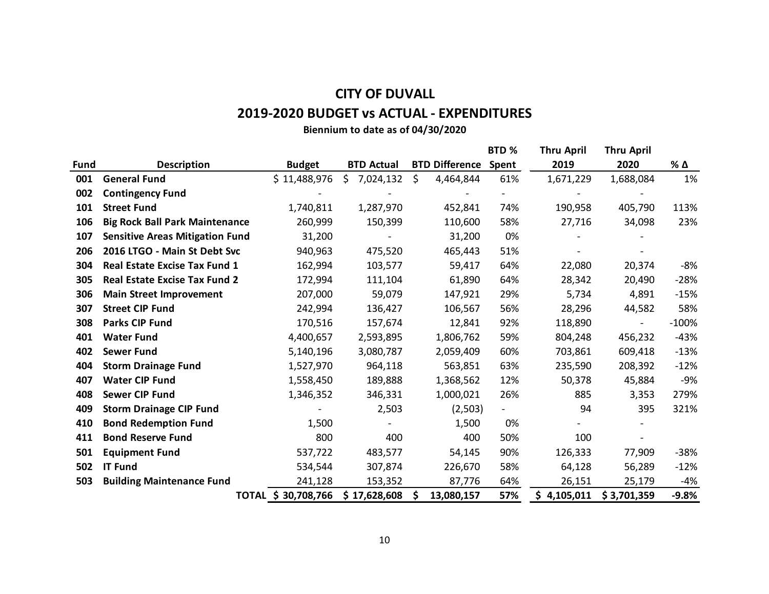# CITY OF DUVALL

## 2019-2020 BUDGET vs ACTUAL - EXPENDITURES

**Biennium to date as of 04/30/2020**

| Fund | Description | Budget | BTD Actual | BTD Difference | BTD % Spent | Thru April 2019 | Thru April 2020 | % Δ |
|---|---|---|---|---|---|---|---|---|
| 001 | General Fund | $ 11,488,976 | $ 7,024,132 | $ 4,464,844 | 61% | 1,671,229 | 1,688,084 | 1% |
| 002 | Contingency Fund | - | - | - | - | - | - | |
| 101 | Street Fund | 1,740,811 | 1,287,970 | 452,841 | 74% | 190,958 | 405,790 | 113% |
| 106 | Big Rock Ball Park Maintenance | 260,999 | 150,399 | 110,600 | 58% | 27,716 | 34,098 | 23% |
| 107 | Sensitive Areas Mitigation Fund | 31,200 | - | 31,200 | 0% | - | - | |
| 206 | 2016 LTGO - Main St Debt Svc | 940,963 | 475,520 | 465,443 | 51% | - | - | |
| 304 | Real Estate Excise Tax Fund 1 | 162,994 | 103,577 | 59,417 | 64% | 22,080 | 20,374 | -8% |
| 305 | Real Estate Excise Tax Fund 2 | 172,994 | 111,104 | 61,890 | 64% | 28,342 | 20,490 | -28% |
| 306 | Main Street Improvement | 207,000 | 59,079 | 147,921 | 29% | 5,734 | 4,891 | -15% |
| 307 | Street CIP Fund | 242,994 | 136,427 | 106,567 | 56% | 28,296 | 44,582 | 58% |
| 308 | Parks CIP Fund | 170,516 | 157,674 | 12,841 | 92% | 118,890 | - | -100% |
| 401 | Water Fund | 4,400,657 | 2,593,895 | 1,806,762 | 59% | 804,248 | 456,232 | -43% |
| 402 | Sewer Fund | 5,140,196 | 3,080,787 | 2,059,409 | 60% | 703,861 | 609,418 | -13% |
| 404 | Storm Drainage Fund | 1,527,970 | 964,118 | 563,851 | 63% | 235,590 | 208,392 | -12% |
| 407 | Water CIP Fund | 1,558,450 | 189,888 | 1,368,562 | 12% | 50,378 | 45,884 | -9% |
| 408 | Sewer CIP Fund | 1,346,352 | 346,331 | 1,000,021 | 26% | 885 | 3,353 | 279% |
| 409 | Storm Drainage CIP Fund | - | 2,503 | (2,503) | - | 94 | 395 | 321% |
| 410 | Bond Redemption Fund | 1,500 | - | 1,500 | 0% | - | - | |
| 411 | Bond Reserve Fund | 800 | 400 | 400 | 50% | 100 | - | |
| 501 | Equipment Fund | 537,722 | 483,577 | 54,145 | 90% | 126,333 | 77,909 | -38% |
| 502 | IT Fund | 534,544 | 307,874 | 226,670 | 58% | 64,128 | 56,289 | -12% |
| 503 | Building Maintenance Fund | 241,128 | 153,352 | 87,776 | 64% | 26,151 | 25,179 | -4% |
| | **TOTAL** | **$ 30,708,766** | **$ 17,628,608** | **$ 13,080,157** | **57%** | **$ 4,105,011** | **$ 3,701,359** | **-9.8%** |